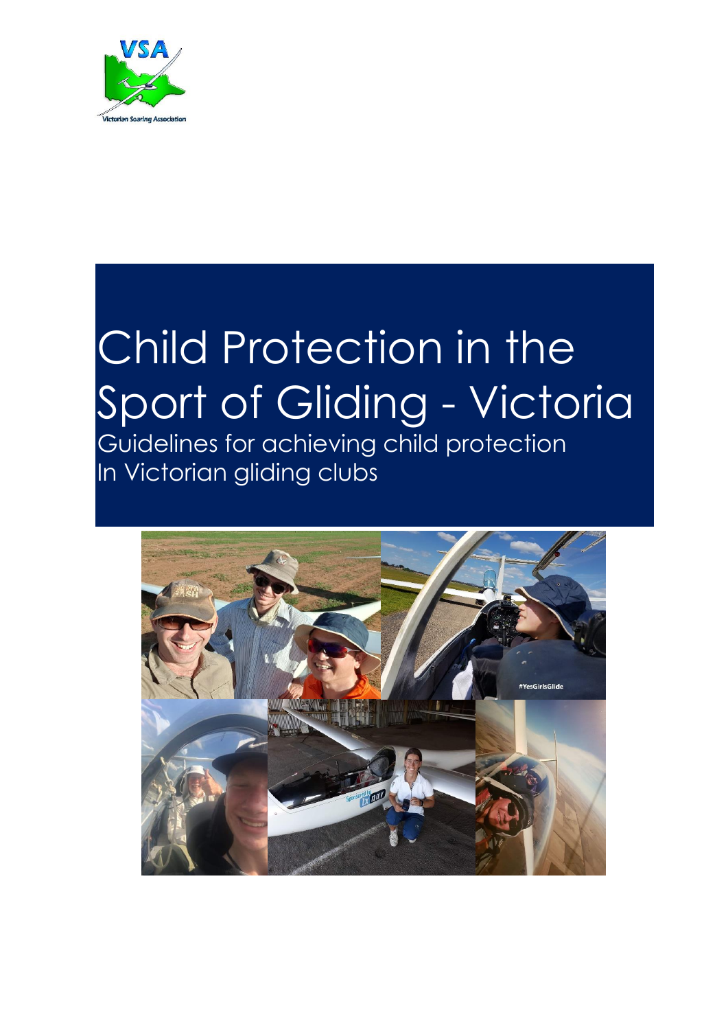# Child Protection in the Sport of Gliding - Victoria

Guidelines for achieving child protection
In Victorian gliding clubs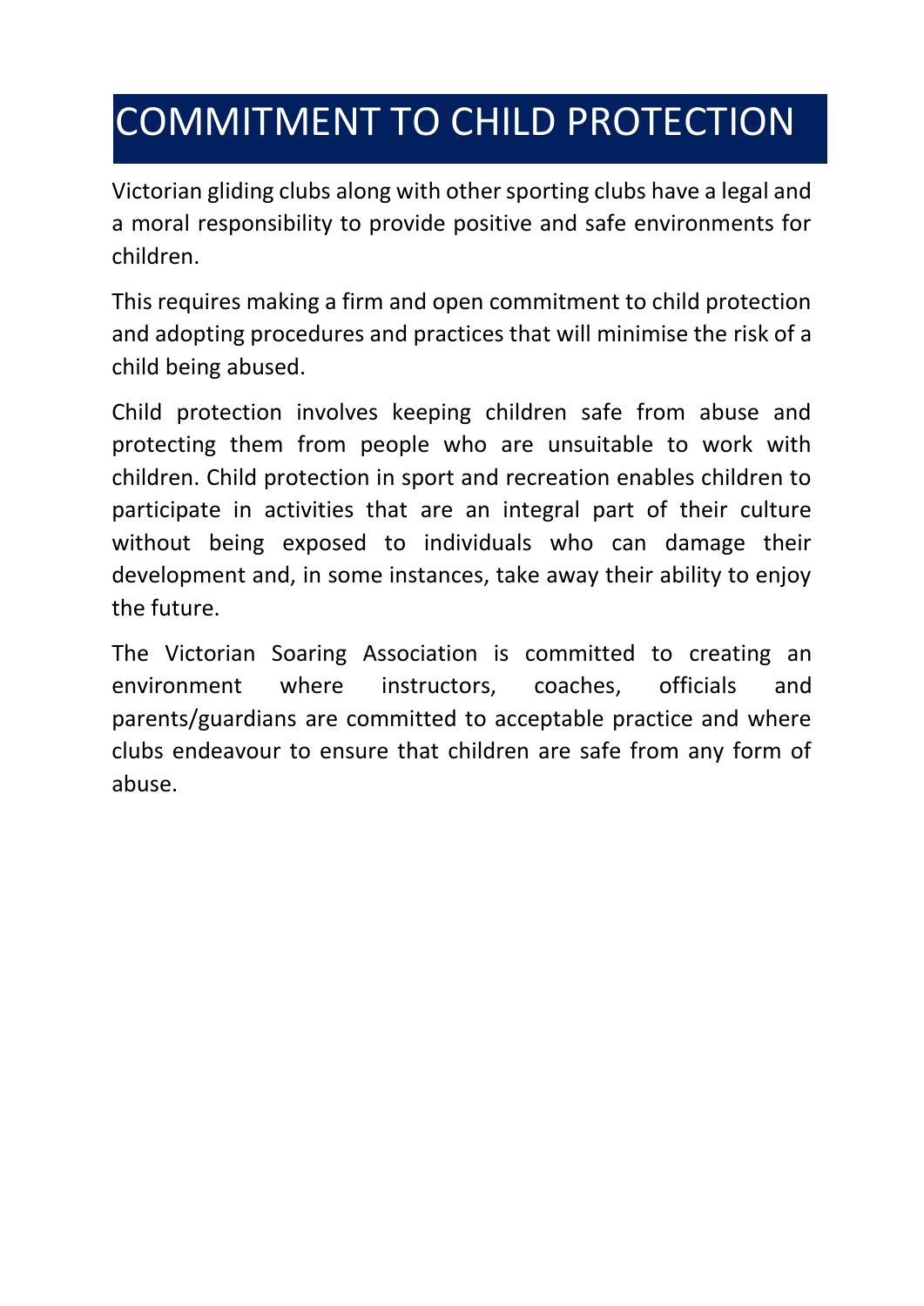# COMMITMENT TO CHILD PROTECTION

Victorian gliding clubs along with other sporting clubs have a legal and a moral responsibility to provide positive and safe environments for children.

This requires making a firm and open commitment to child protection and adopting procedures and practices that will minimise the risk of a child being abused.

Child protection involves keeping children safe from abuse and protecting them from people who are unsuitable to work with children. Child protection in sport and recreation enables children to participate in activities that are an integral part of their culture without being exposed to individuals who can damage their development and, in some instances, take away their ability to enjoy the future.

The Victorian Soaring Association is committed to creating an environment where instructors, coaches, officials and parents/guardians are committed to acceptable practice and where clubs endeavour to ensure that children are safe from any form of abuse.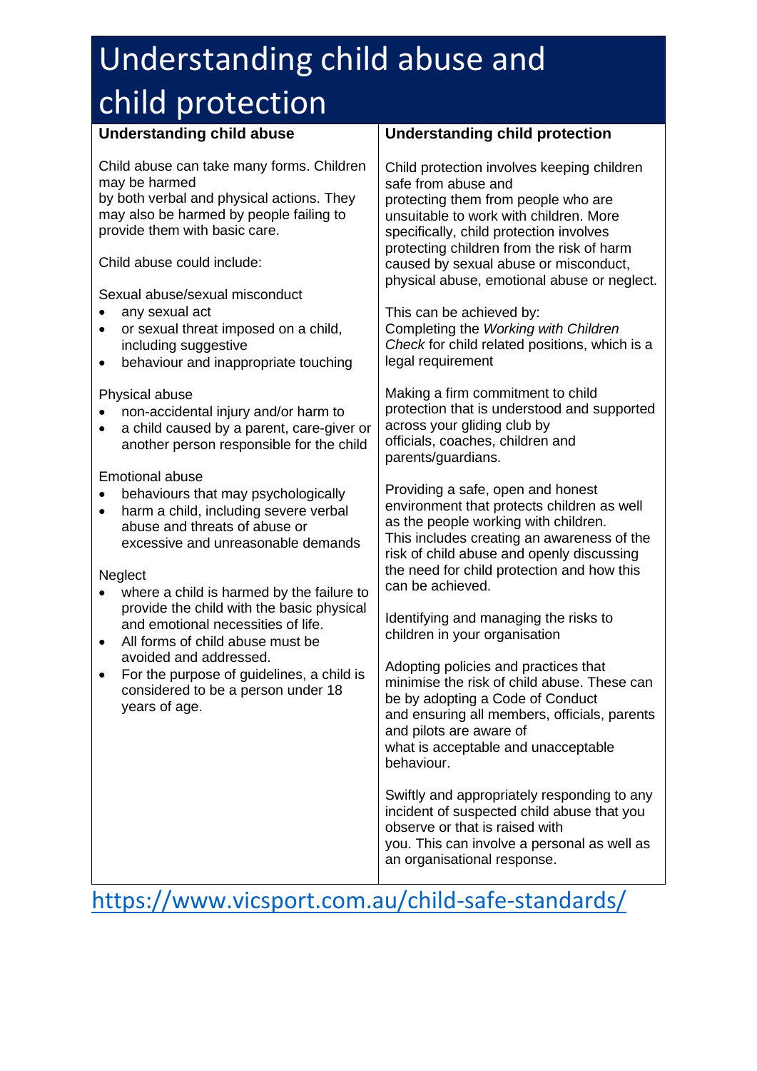# Understanding child abuse and child protection

## Understanding child abuse

Child abuse can take many forms. Children may be harmed by both verbal and physical actions. They may also be harmed by people failing to provide them with basic care.

Child abuse could include:

Sexual abuse/sexual misconduct

- any sexual act
- or sexual threat imposed on a child, including suggestive
- behaviour and inappropriate touching

Physical abuse

- non-accidental injury and/or harm to
- a child caused by a parent, care-giver or another person responsible for the child

Emotional abuse

- behaviours that may psychologically
- harm a child, including severe verbal abuse and threats of abuse or excessive and unreasonable demands

Neglect

- where a child is harmed by the failure to provide the child with the basic physical and emotional necessities of life.
- All forms of child abuse must be avoided and addressed.
- For the purpose of guidelines, a child is considered to be a person under 18 years of age.

## Understanding child protection

Child protection involves keeping children safe from abuse and protecting them from people who are unsuitable to work with children. More specifically, child protection involves protecting children from the risk of harm caused by sexual abuse or misconduct, physical abuse, emotional abuse or neglect.

This can be achieved by:
Completing the *Working with Children Check* for child related positions, which is a legal requirement

Making a firm commitment to child protection that is understood and supported across your gliding club by officials, coaches, children and parents/guardians.

Providing a safe, open and honest environment that protects children as well as the people working with children. This includes creating an awareness of the risk of child abuse and openly discussing the need for child protection and how this can be achieved.

Identifying and managing the risks to children in your organisation

Adopting policies and practices that minimise the risk of child abuse. These can be by adopting a Code of Conduct and ensuring all members, officials, parents and pilots are aware of what is acceptable and unacceptable behaviour.

Swiftly and appropriately responding to any incident of suspected child abuse that you observe or that is raised with you. This can involve a personal as well as an organisational response.

https://www.vicsport.com.au/child-safe-standards/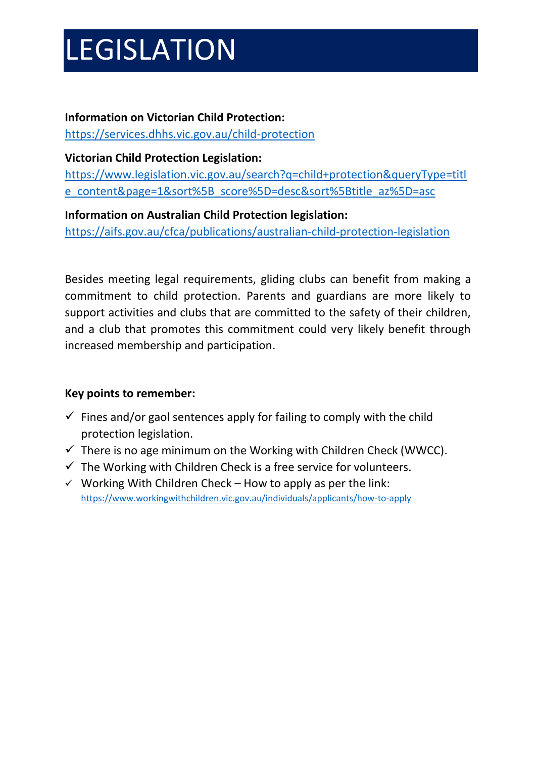# LEGISLATION

**Information on Victorian Child Protection:**
https://services.dhhs.vic.gov.au/child-protection

**Victorian Child Protection Legislation:**
https://www.legislation.vic.gov.au/search?q=child+protection&queryType=title_content&page=1&sort%5B_score%5D=desc&sort%5Btitle_az%5D=asc

**Information on Australian Child Protection legislation:**
https://aifs.gov.au/cfca/publications/australian-child-protection-legislation

Besides meeting legal requirements, gliding clubs can benefit from making a commitment to child protection. Parents and guardians are more likely to support activities and clubs that are committed to the safety of their children, and a club that promotes this commitment could very likely benefit through increased membership and participation.

**Key points to remember:**

- ✓ Fines and/or gaol sentences apply for failing to comply with the child protection legislation.
- ✓ There is no age minimum on the Working with Children Check (WWCC).
- ✓ The Working with Children Check is a free service for volunteers.
- ✓ Working With Children Check – How to apply as per the link: https://www.workingwithchildren.vic.gov.au/individuals/applicants/how-to-apply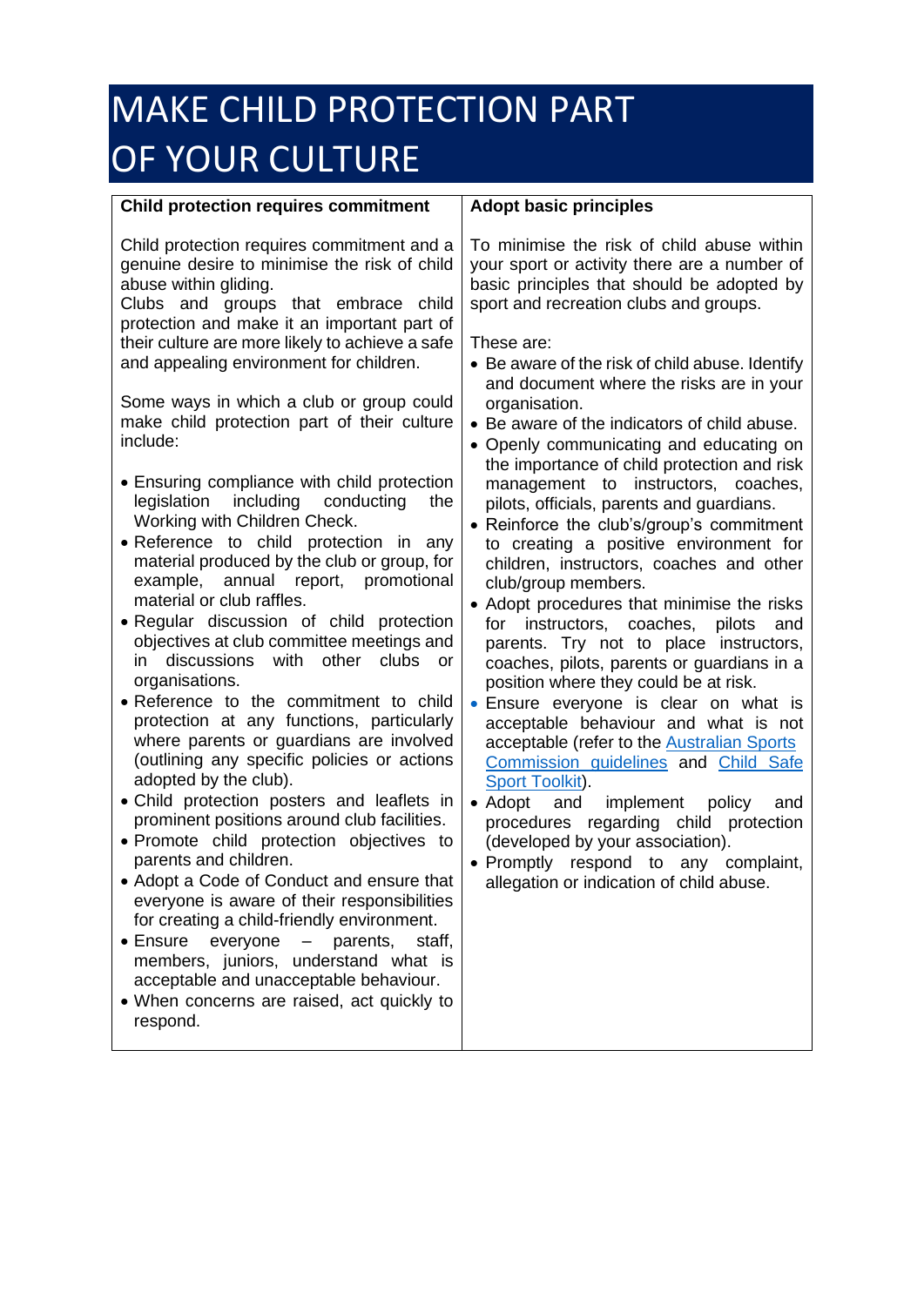# MAKE CHILD PROTECTION PART OF YOUR CULTURE

### Child protection requires commitment

Child protection requires commitment and a genuine desire to minimise the risk of child abuse within gliding.
Clubs and groups that embrace child protection and make it an important part of their culture are more likely to achieve a safe and appealing environment for children.

Some ways in which a club or group could make child protection part of their culture include:

- Ensuring compliance with child protection legislation including conducting the Working with Children Check.
- Reference to child protection in any material produced by the club or group, for example, annual report, promotional material or club raffles.
- Regular discussion of child protection objectives at club committee meetings and in discussions with other clubs or organisations.
- Reference to the commitment to child protection at any functions, particularly where parents or guardians are involved (outlining any specific policies or actions adopted by the club).
- Child protection posters and leaflets in prominent positions around club facilities.
- Promote child protection objectives to parents and children.
- Adopt a Code of Conduct and ensure that everyone is aware of their responsibilities for creating a child-friendly environment.
- Ensure everyone – parents, staff, members, juniors, understand what is acceptable and unacceptable behaviour.
- When concerns are raised, act quickly to respond.

### Adopt basic principles

To minimise the risk of child abuse within your sport or activity there are a number of basic principles that should be adopted by sport and recreation clubs and groups.

These are:

- Be aware of the risk of child abuse. Identify and document where the risks are in your organisation.
- Be aware of the indicators of child abuse.
- Openly communicating and educating on the importance of child protection and risk management to instructors, coaches, pilots, officials, parents and guardians.
- Reinforce the club's/group's commitment to creating a positive environment for children, instructors, coaches and other club/group members.
- Adopt procedures that minimise the risks for instructors, coaches, pilots and parents. Try not to place instructors, coaches, pilots, parents or guardians in a position where they could be at risk.
- Ensure everyone is clear on what is acceptable behaviour and what is not acceptable (refer to the Australian Sports Commission guidelines and Child Safe Sport Toolkit).
- Adopt and implement policy and procedures regarding child protection (developed by your association).
- Promptly respond to any complaint, allegation or indication of child abuse.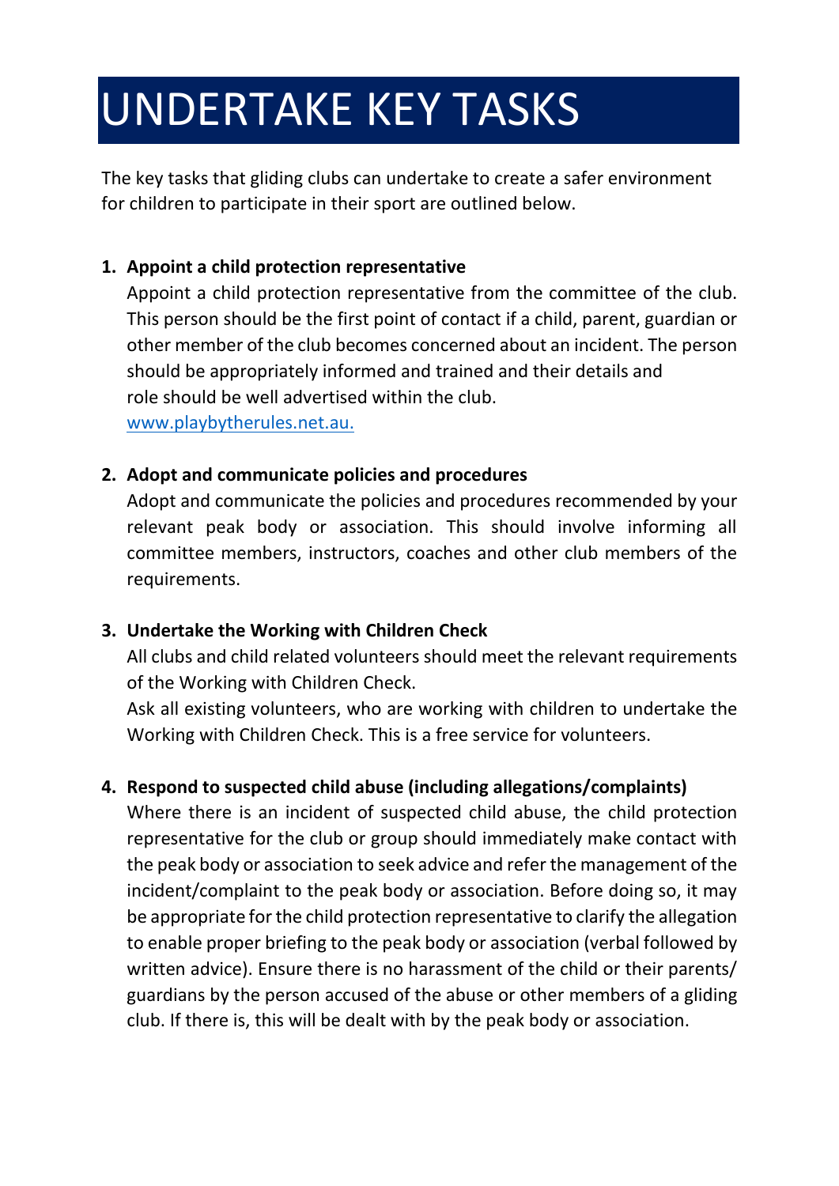# UNDERTAKE KEY TASKS

The key tasks that gliding clubs can undertake to create a safer environment for children to participate in their sport are outlined below.

1. **Appoint a child protection representative**
   Appoint a child protection representative from the committee of the club. This person should be the first point of contact if a child, parent, guardian or other member of the club becomes concerned about an incident. The person should be appropriately informed and trained and their details and role should be well advertised within the club.
   [www.playbytherules.net.au.](http://www.playbytherules.net.au)

2. **Adopt and communicate policies and procedures**
   Adopt and communicate the policies and procedures recommended by your relevant peak body or association. This should involve informing all committee members, instructors, coaches and other club members of the requirements.

3. **Undertake the Working with Children Check**
   All clubs and child related volunteers should meet the relevant requirements of the Working with Children Check.
   Ask all existing volunteers, who are working with children to undertake the Working with Children Check. This is a free service for volunteers.

4. **Respond to suspected child abuse (including allegations/complaints)**
   Where there is an incident of suspected child abuse, the child protection representative for the club or group should immediately make contact with the peak body or association to seek advice and refer the management of the incident/complaint to the peak body or association. Before doing so, it may be appropriate for the child protection representative to clarify the allegation to enable proper briefing to the peak body or association (verbal followed by written advice). Ensure there is no harassment of the child or their parents/ guardians by the person accused of the abuse or other members of a gliding club. If there is, this will be dealt with by the peak body or association.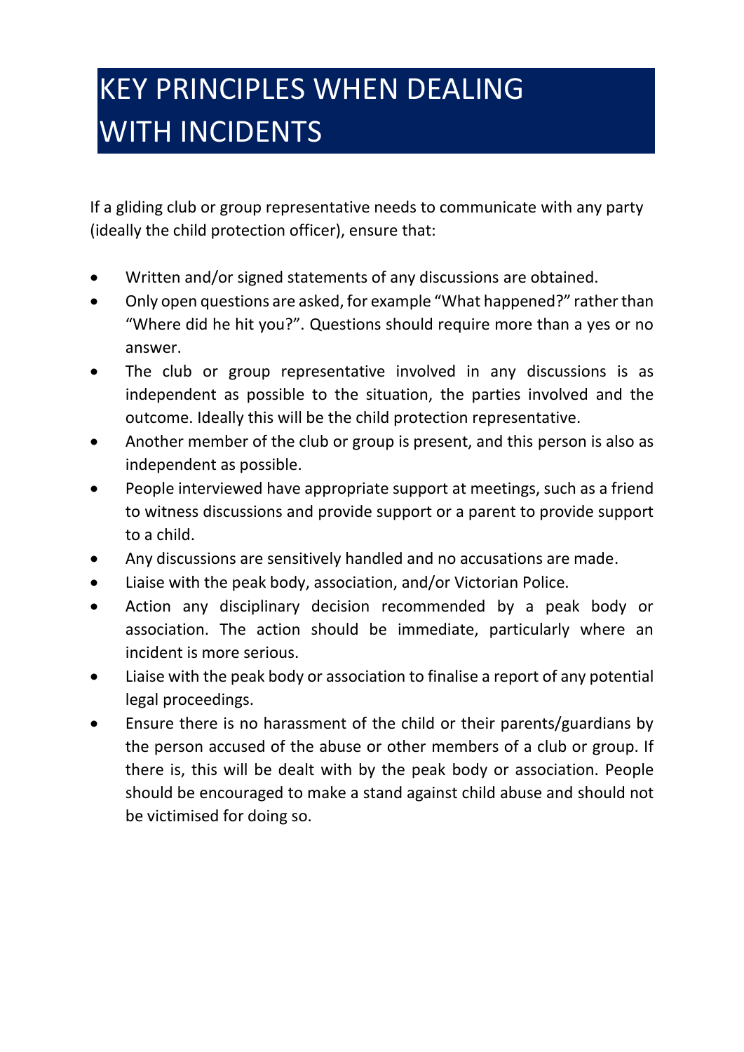# KEY PRINCIPLES WHEN DEALING WITH INCIDENTS

If a gliding club or group representative needs to communicate with any party (ideally the child protection officer), ensure that:

- Written and/or signed statements of any discussions are obtained.
- Only open questions are asked, for example "What happened?" rather than "Where did he hit you?". Questions should require more than a yes or no answer.
- The club or group representative involved in any discussions is as independent as possible to the situation, the parties involved and the outcome. Ideally this will be the child protection representative.
- Another member of the club or group is present, and this person is also as independent as possible.
- People interviewed have appropriate support at meetings, such as a friend to witness discussions and provide support or a parent to provide support to a child.
- Any discussions are sensitively handled and no accusations are made.
- Liaise with the peak body, association, and/or Victorian Police.
- Action any disciplinary decision recommended by a peak body or association. The action should be immediate, particularly where an incident is more serious.
- Liaise with the peak body or association to finalise a report of any potential legal proceedings.
- Ensure there is no harassment of the child or their parents/guardians by the person accused of the abuse or other members of a club or group. If there is, this will be dealt with by the peak body or association. People should be encouraged to make a stand against child abuse and should not be victimised for doing so.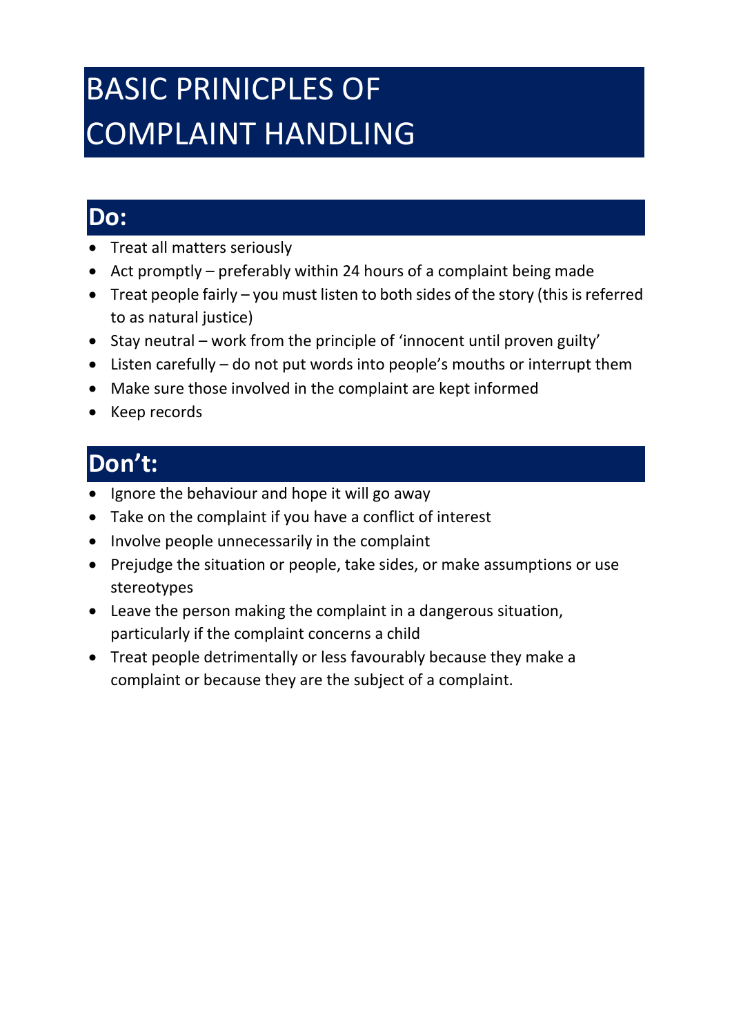# BASIC PRINICPLES OF COMPLAINT HANDLING

## Do:

- Treat all matters seriously
- Act promptly – preferably within 24 hours of a complaint being made
- Treat people fairly – you must listen to both sides of the story (this is referred to as natural justice)
- Stay neutral – work from the principle of 'innocent until proven guilty'
- Listen carefully – do not put words into people's mouths or interrupt them
- Make sure those involved in the complaint are kept informed
- Keep records

## Don't:

- Ignore the behaviour and hope it will go away
- Take on the complaint if you have a conflict of interest
- Involve people unnecessarily in the complaint
- Prejudge the situation or people, take sides, or make assumptions or use stereotypes
- Leave the person making the complaint in a dangerous situation, particularly if the complaint concerns a child
- Treat people detrimentally or less favourably because they make a complaint or because they are the subject of a complaint.